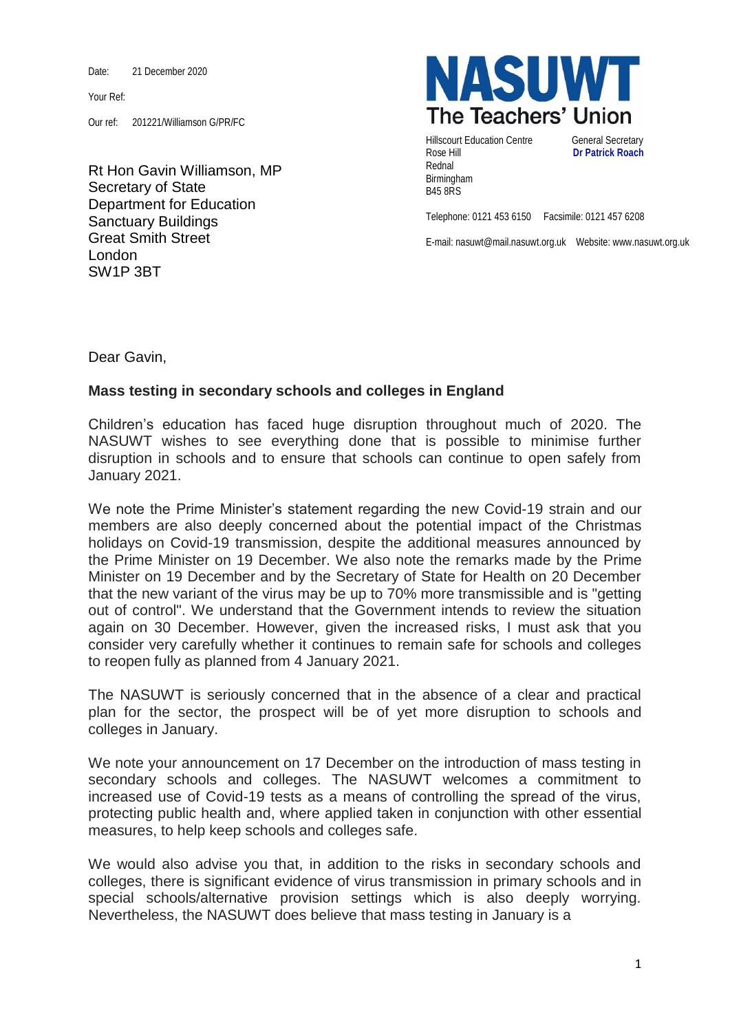Date: 21 December 2020

Your Ref:

Our ref: 201221/Williamson G/PR/FC

**NASUWT**
**The Teachers' Union**

Hillscourt Education Centre
Rose Hill
Rednal
Birmingham
B45 8RS

General Secretary
**Dr Patrick Roach**

Telephone: 0121 453 6150 Facsimile: 0121 457 6208

E-mail: nasuwt@mail.nasuwt.org.uk Website: www.nasuwt.org.uk

Rt Hon Gavin Williamson, MP
Secretary of State
Department for Education
Sanctuary Buildings
Great Smith Street
London
SW1P 3BT

Dear Gavin,

**Mass testing in secondary schools and colleges in England**

Children's education has faced huge disruption throughout much of 2020. The NASUWT wishes to see everything done that is possible to minimise further disruption in schools and to ensure that schools can continue to open safely from January 2021.

We note the Prime Minister's statement regarding the new Covid-19 strain and our members are also deeply concerned about the potential impact of the Christmas holidays on Covid-19 transmission, despite the additional measures announced by the Prime Minister on 19 December. We also note the remarks made by the Prime Minister on 19 December and by the Secretary of State for Health on 20 December that the new variant of the virus may be up to 70% more transmissible and is "getting out of control". We understand that the Government intends to review the situation again on 30 December. However, given the increased risks, I must ask that you consider very carefully whether it continues to remain safe for schools and colleges to reopen fully as planned from 4 January 2021.

The NASUWT is seriously concerned that in the absence of a clear and practical plan for the sector, the prospect will be of yet more disruption to schools and colleges in January.

We note your announcement on 17 December on the introduction of mass testing in secondary schools and colleges. The NASUWT welcomes a commitment to increased use of Covid-19 tests as a means of controlling the spread of the virus, protecting public health and, where applied taken in conjunction with other essential measures, to help keep schools and colleges safe.

We would also advise you that, in addition to the risks in secondary schools and colleges, there is significant evidence of virus transmission in primary schools and in special schools/alternative provision settings which is also deeply worrying. Nevertheless, the NASUWT does believe that mass testing in January is a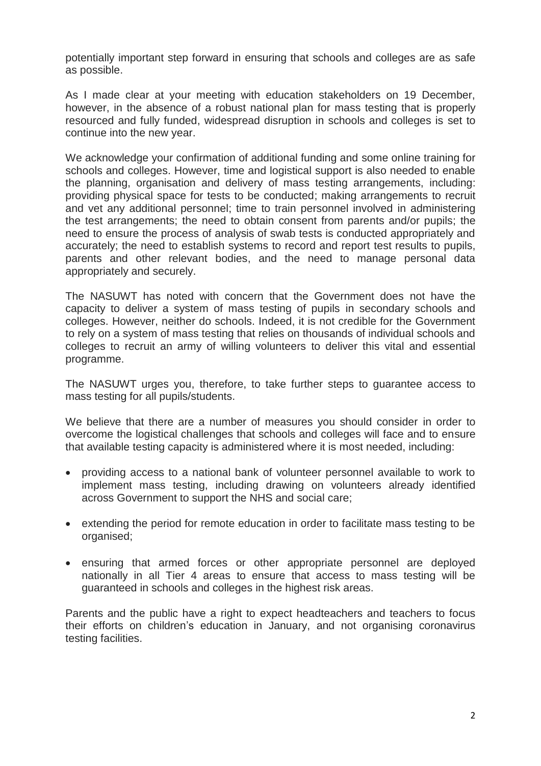potentially important step forward in ensuring that schools and colleges are as safe as possible.

As I made clear at your meeting with education stakeholders on 19 December, however, in the absence of a robust national plan for mass testing that is properly resourced and fully funded, widespread disruption in schools and colleges is set to continue into the new year.

We acknowledge your confirmation of additional funding and some online training for schools and colleges. However, time and logistical support is also needed to enable the planning, organisation and delivery of mass testing arrangements, including: providing physical space for tests to be conducted; making arrangements to recruit and vet any additional personnel; time to train personnel involved in administering the test arrangements; the need to obtain consent from parents and/or pupils; the need to ensure the process of analysis of swab tests is conducted appropriately and accurately; the need to establish systems to record and report test results to pupils, parents and other relevant bodies, and the need to manage personal data appropriately and securely.

The NASUWT has noted with concern that the Government does not have the capacity to deliver a system of mass testing of pupils in secondary schools and colleges. However, neither do schools. Indeed, it is not credible for the Government to rely on a system of mass testing that relies on thousands of individual schools and colleges to recruit an army of willing volunteers to deliver this vital and essential programme.

The NASUWT urges you, therefore, to take further steps to guarantee access to mass testing for all pupils/students.

We believe that there are a number of measures you should consider in order to overcome the logistical challenges that schools and colleges will face and to ensure that available testing capacity is administered where it is most needed, including:

- providing access to a national bank of volunteer personnel available to work to implement mass testing, including drawing on volunteers already identified across Government to support the NHS and social care;
- extending the period for remote education in order to facilitate mass testing to be organised;
- ensuring that armed forces or other appropriate personnel are deployed nationally in all Tier 4 areas to ensure that access to mass testing will be guaranteed in schools and colleges in the highest risk areas.

Parents and the public have a right to expect headteachers and teachers to focus their efforts on children's education in January, and not organising coronavirus testing facilities.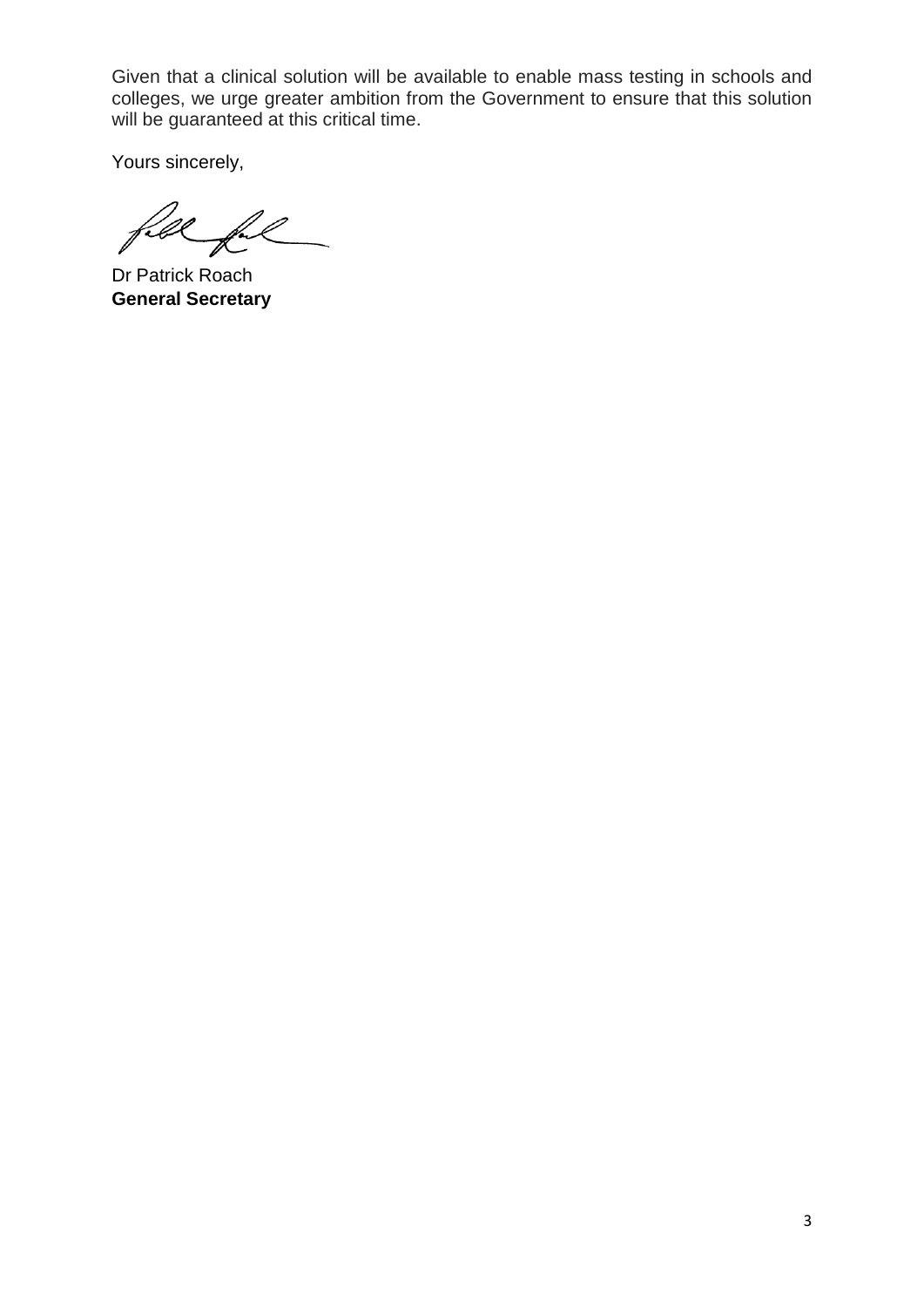Given that a clinical solution will be available to enable mass testing in schools and colleges, we urge greater ambition from the Government to ensure that this solution will be guaranteed at this critical time.

Yours sincerely,

Dr Patrick Roach  
**General Secretary**